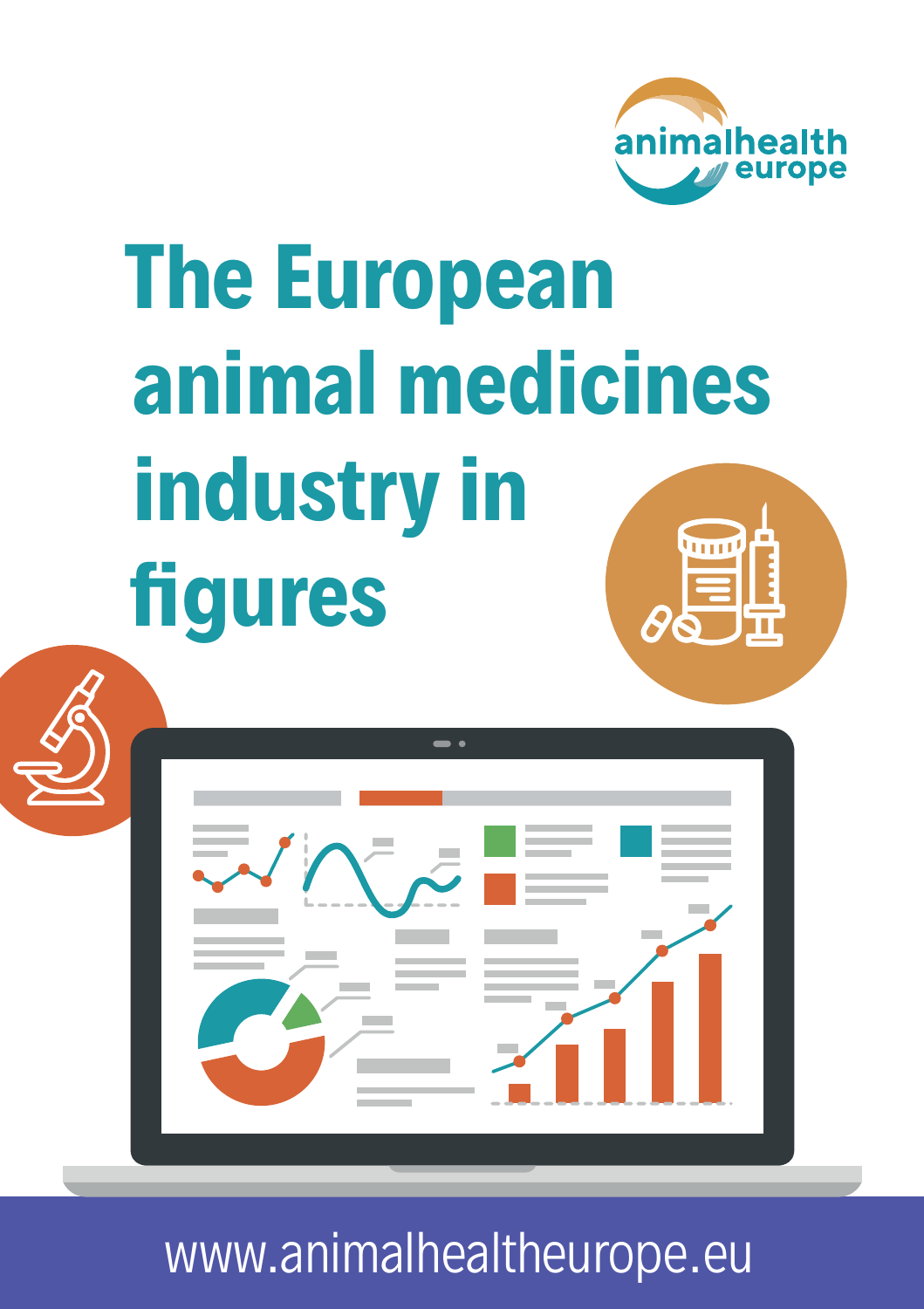animalhealth europe

# The European animal medicines industry in figures

www.animalhealtheurope.eu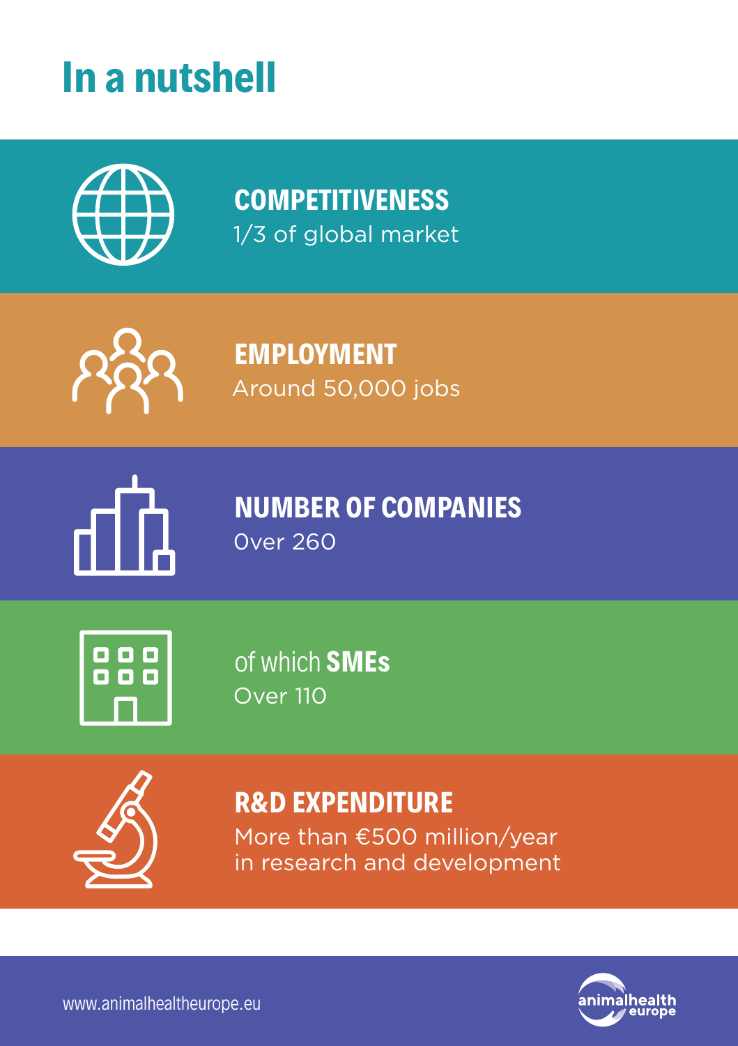# In a nutshell

**COMPETITIVENESS**
1/3 of global market

**EMPLOYMENT**
Around 50,000 jobs

**NUMBER OF COMPANIES**
Over 260

of which **SMEs**
Over 110

**R&D EXPENDITURE**
More than €500 million/year in research and development

www.animalhealtheurope.eu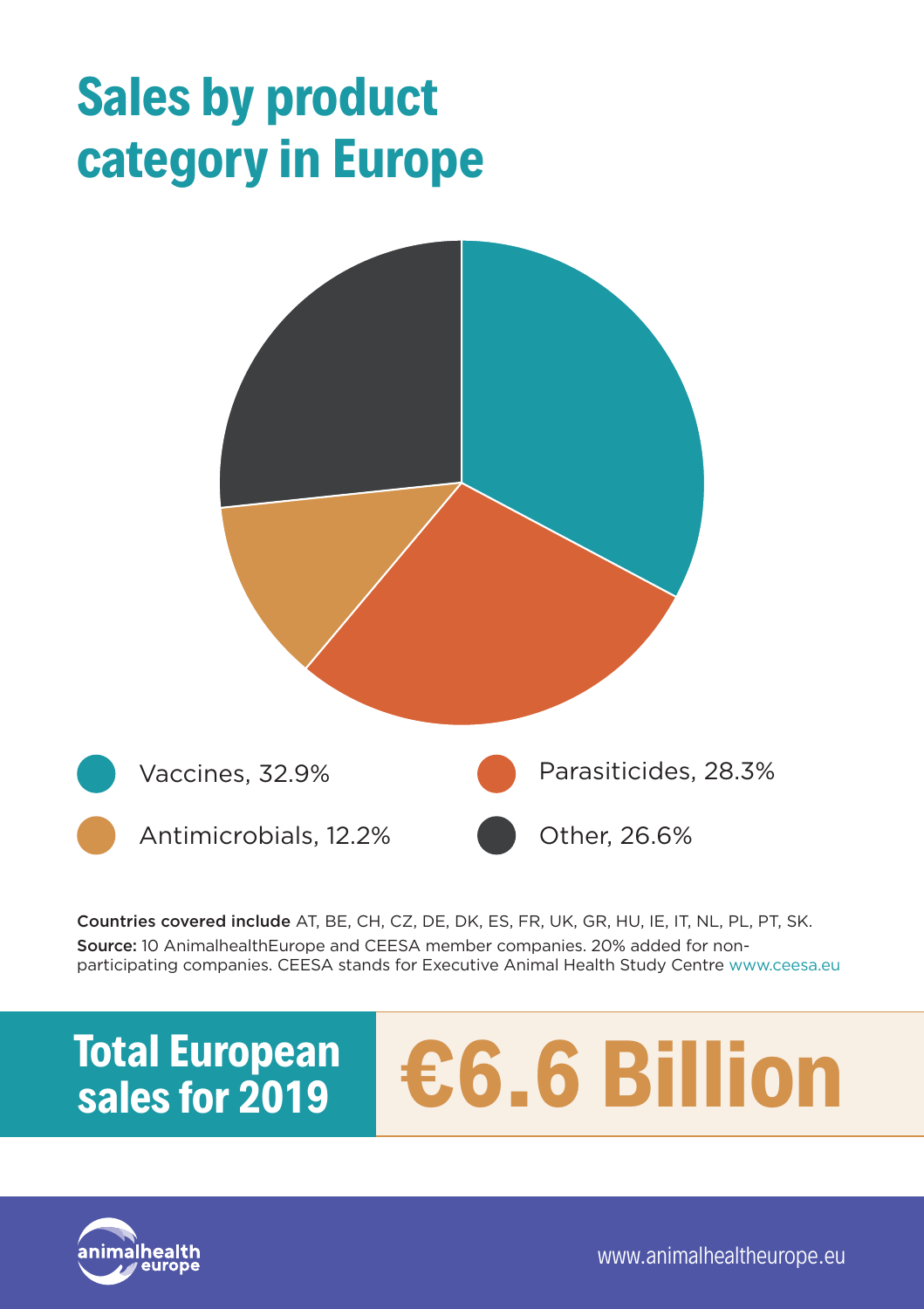# Sales by product category in Europe

- Vaccines, 32.9%
- Parasiticides, 28.3%
- Antimicrobials, 12.2%
- Other, 26.6%

**Countries covered include** AT, BE, CH, CZ, DE, DK, ES, FR, UK, GR, HU, IE, IT, NL, PL, PT, SK.

**Source:** 10 AnimalhealthEurope and CEESA member companies. 20% added for non-participating companies. CEESA stands for Executive Animal Health Study Centre www.ceesa.eu

**Total European sales for 2019** **€6.6 Billion**

www.animalhealtheurope.eu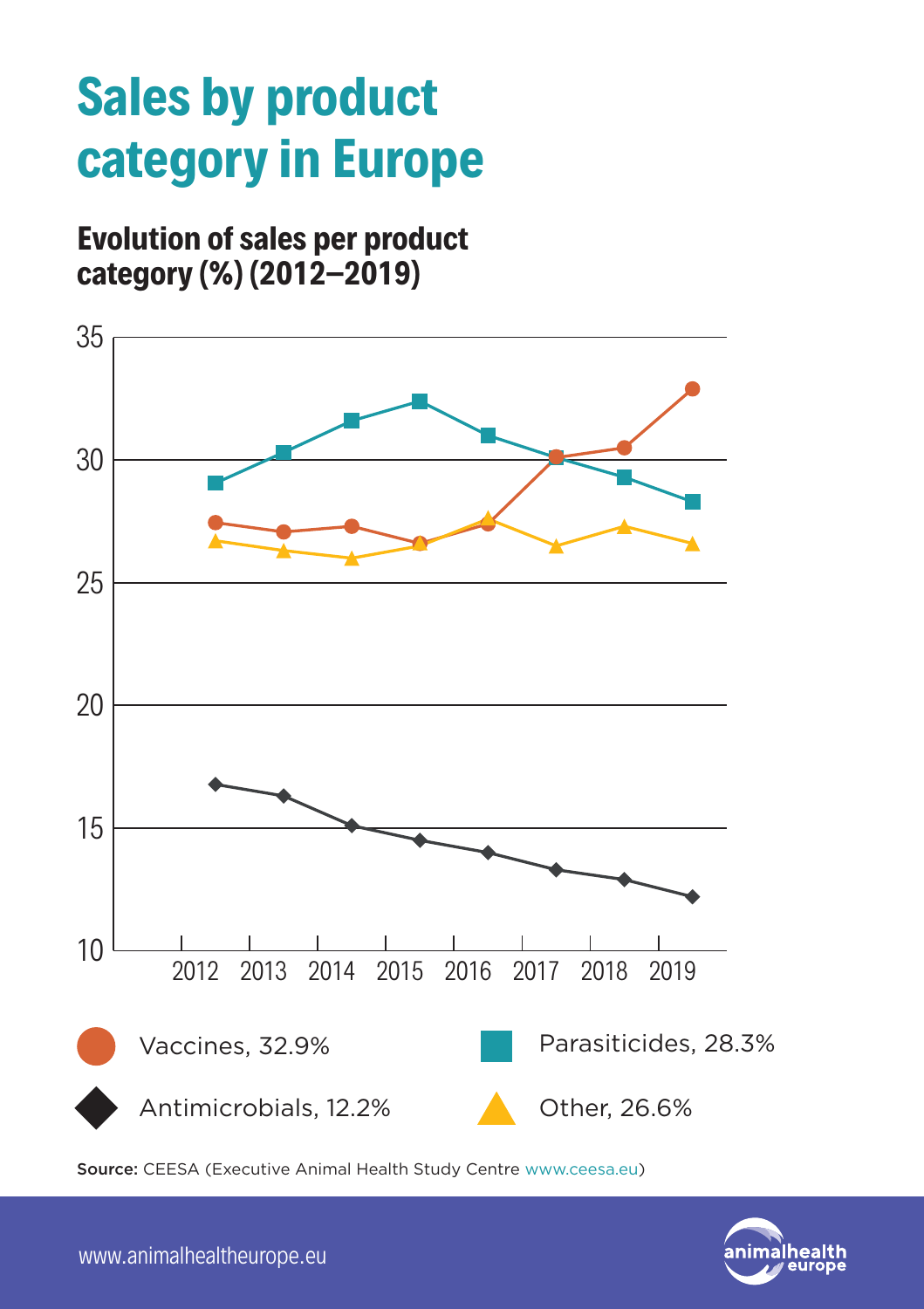# Sales by product category in Europe

## Evolution of sales per product category (%) (2012–2019)

Vaccines, 32.9%

Parasiticides, 28.3%

Antimicrobials, 12.2%

Other, 26.6%

**Source:** CEESA (Executive Animal Health Study Centre www.ceesa.eu)

www.animalhealtheurope.eu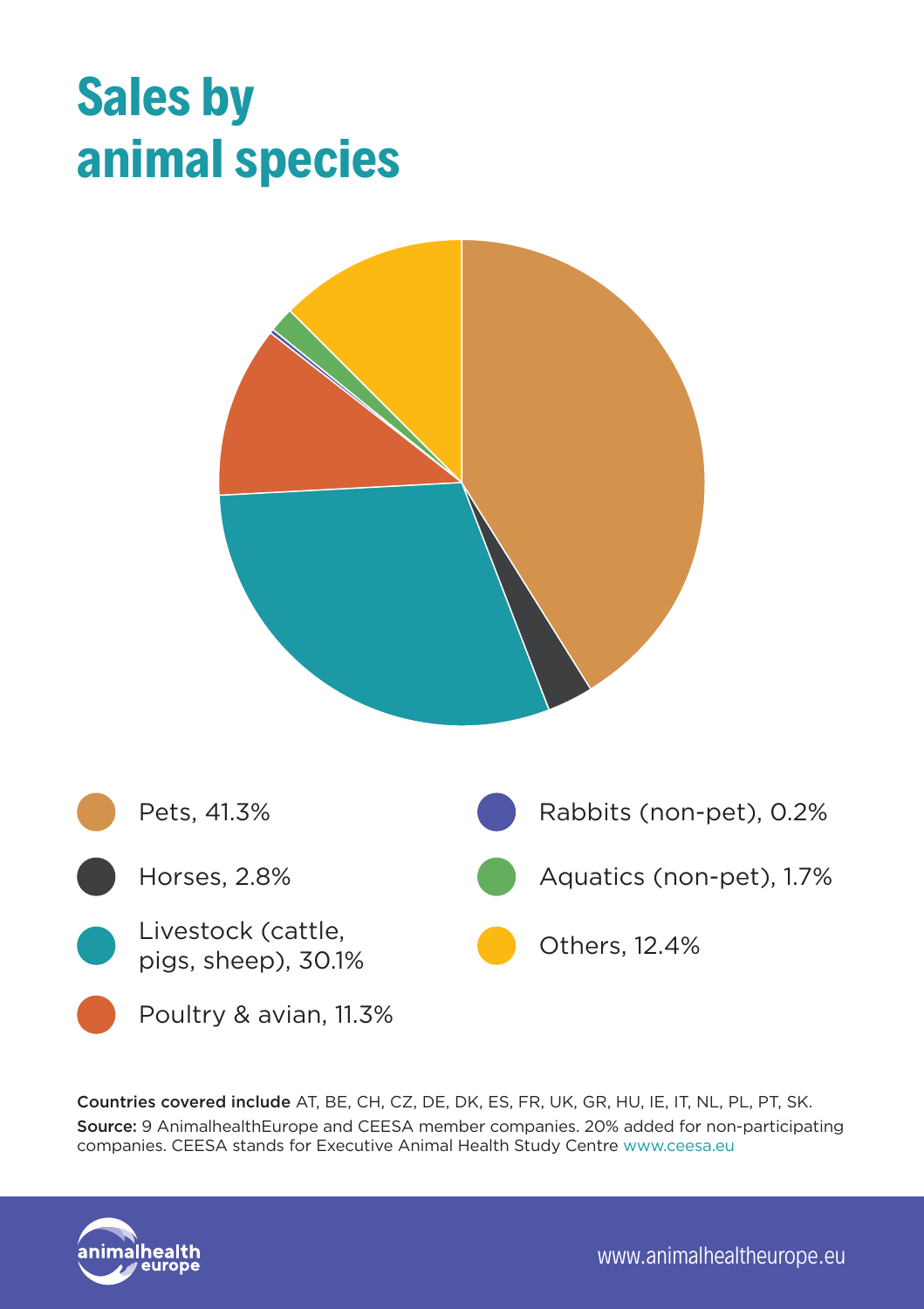# Sales by animal species

- Pets, 41.3%
- Horses, 2.8%
- Livestock (cattle, pigs, sheep), 30.1%
- Poultry & avian, 11.3%
- Rabbits (non-pet), 0.2%
- Aquatics (non-pet), 1.7%
- Others, 12.4%

**Countries covered include** AT, BE, CH, CZ, DE, DK, ES, FR, UK, GR, HU, IE, IT, NL, PL, PT, SK.

**Source:** 9 AnimalhealthEurope and CEESA member companies. 20% added for non-participating companies. CEESA stands for Executive Animal Health Study Centre www.ceesa.eu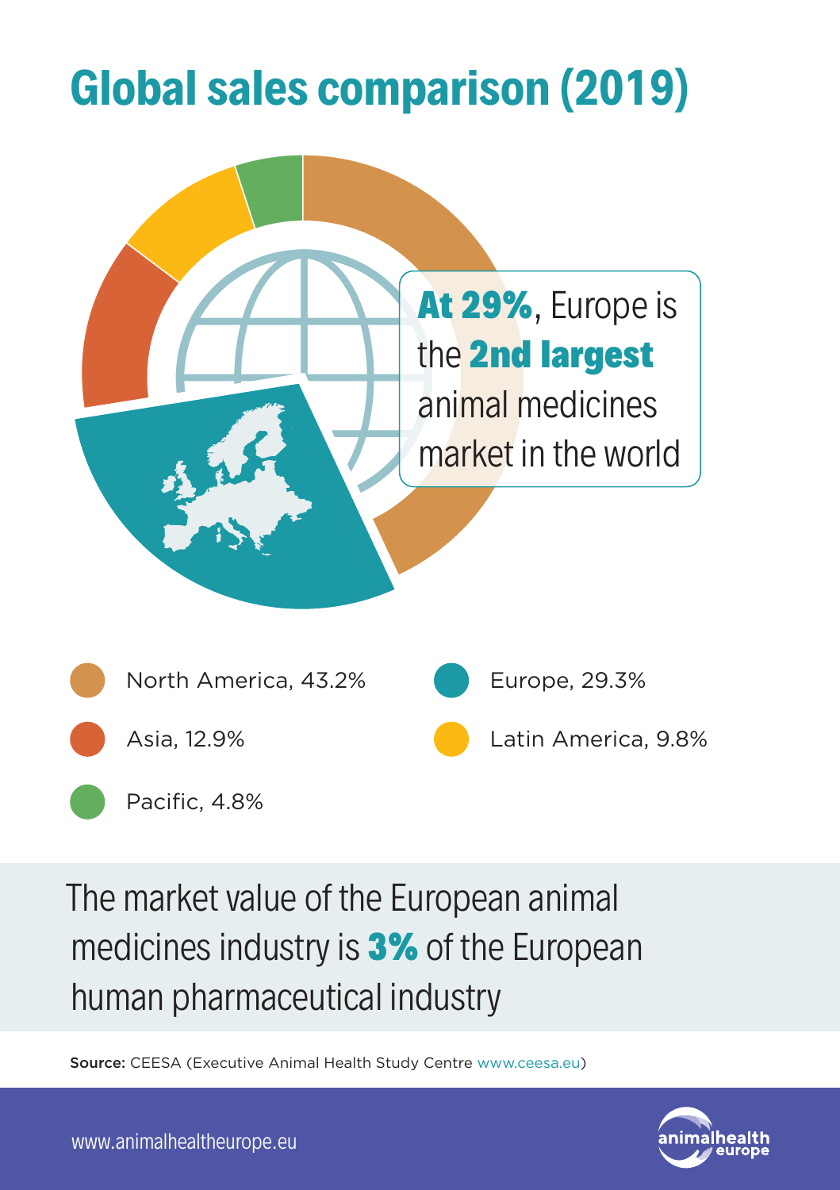# Global sales comparison (2019)

**At 29%**, Europe is the **2nd largest** animal medicines market in the world

- North America, 43.2%
- Europe, 29.3%
- Asia, 12.9%
- Latin America, 9.8%
- Pacific, 4.8%

The market value of the European animal medicines industry is **3%** of the European human pharmaceutical industry

**Source:** CEESA (Executive Animal Health Study Centre www.ceesa.eu)

www.animalhealtheurope.eu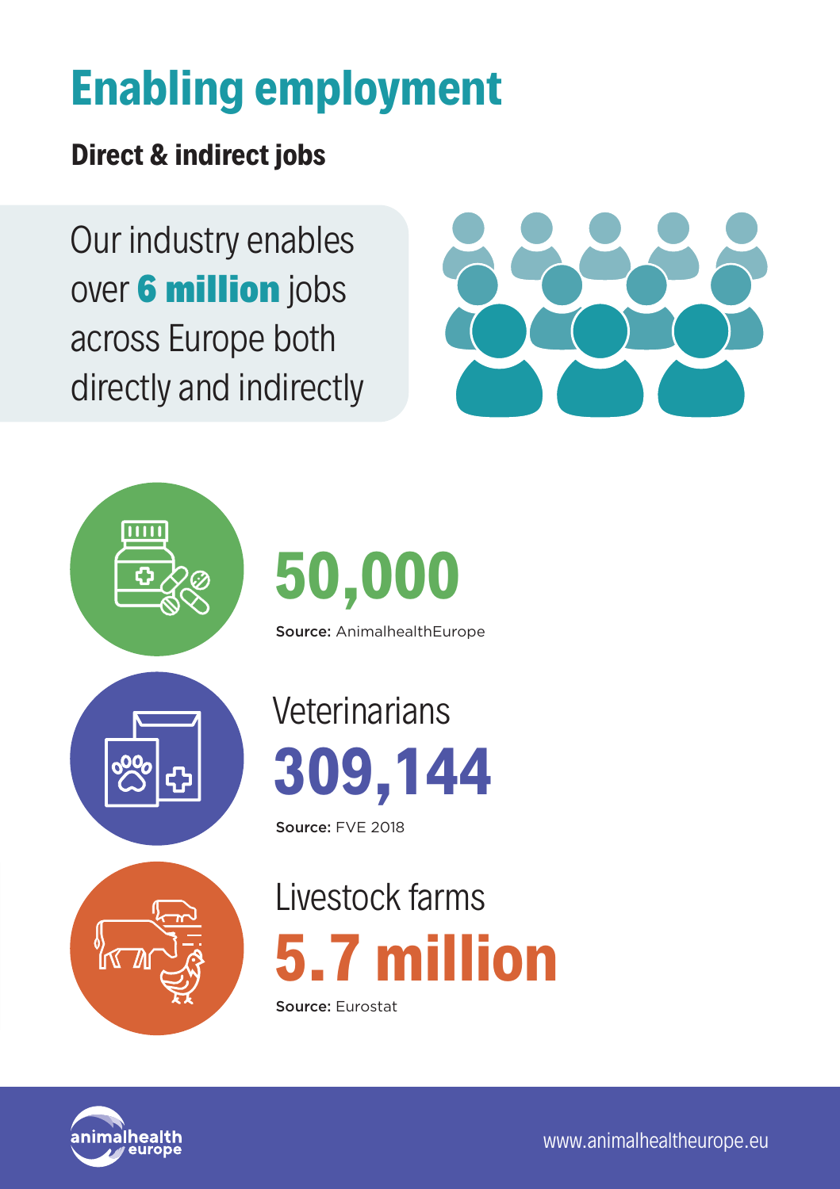# Enabling employment

## Direct & indirect jobs

Our industry enables over **6 million** jobs across Europe both directly and indirectly

**50,000**

**Source:** AnimalhealthEurope

Veterinarians

**309,144**

**Source:** FVE 2018

Livestock farms

**5.7 million**

**Source:** Eurostat

www.animalhealtheurope.eu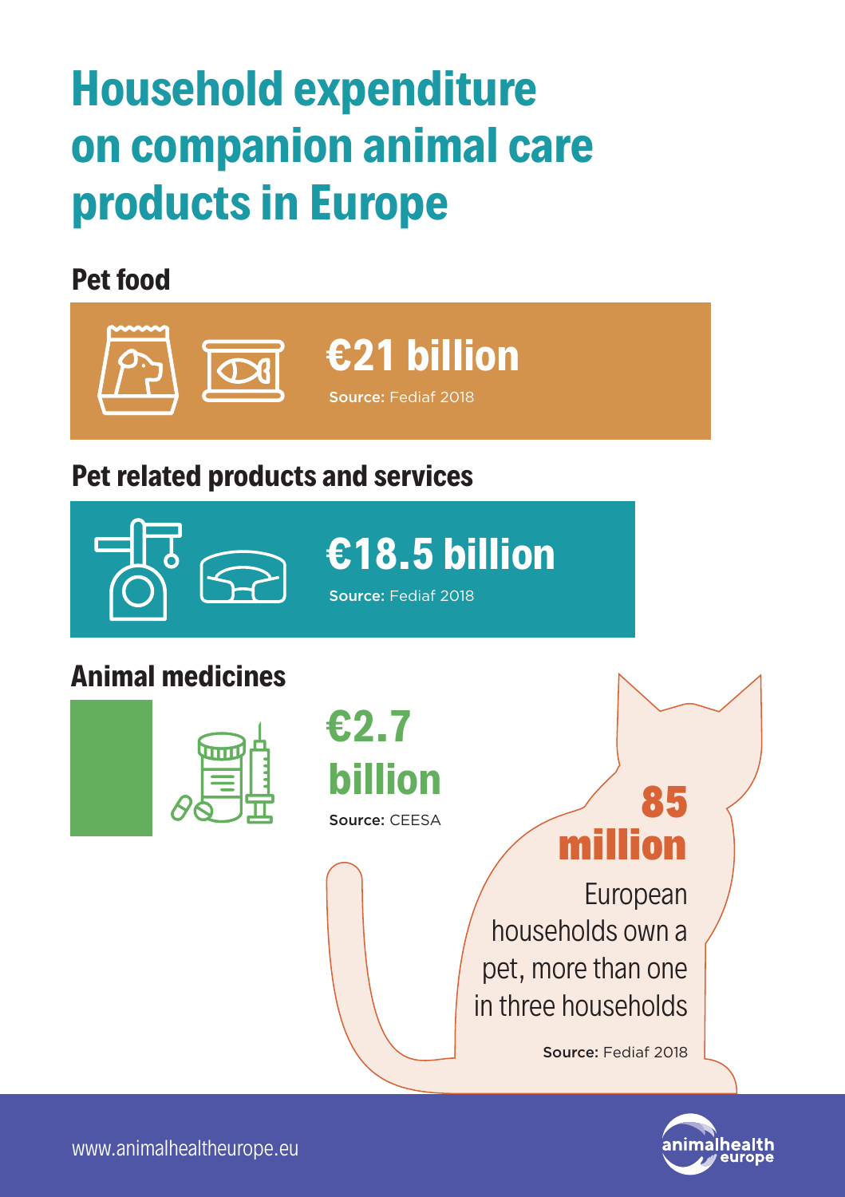# Household expenditure on companion animal care products in Europe

## Pet food

**€21 billion**

**Source:** Fediaf 2018

## Pet related products and services

**€18.5 billion**

**Source:** Fediaf 2018

## Animal medicines

**€2.7 billion**

**Source:** CEESA

**85 million**

European households own a pet, more than one in three households

**Source:** Fediaf 2018

www.animalhealtheurope.eu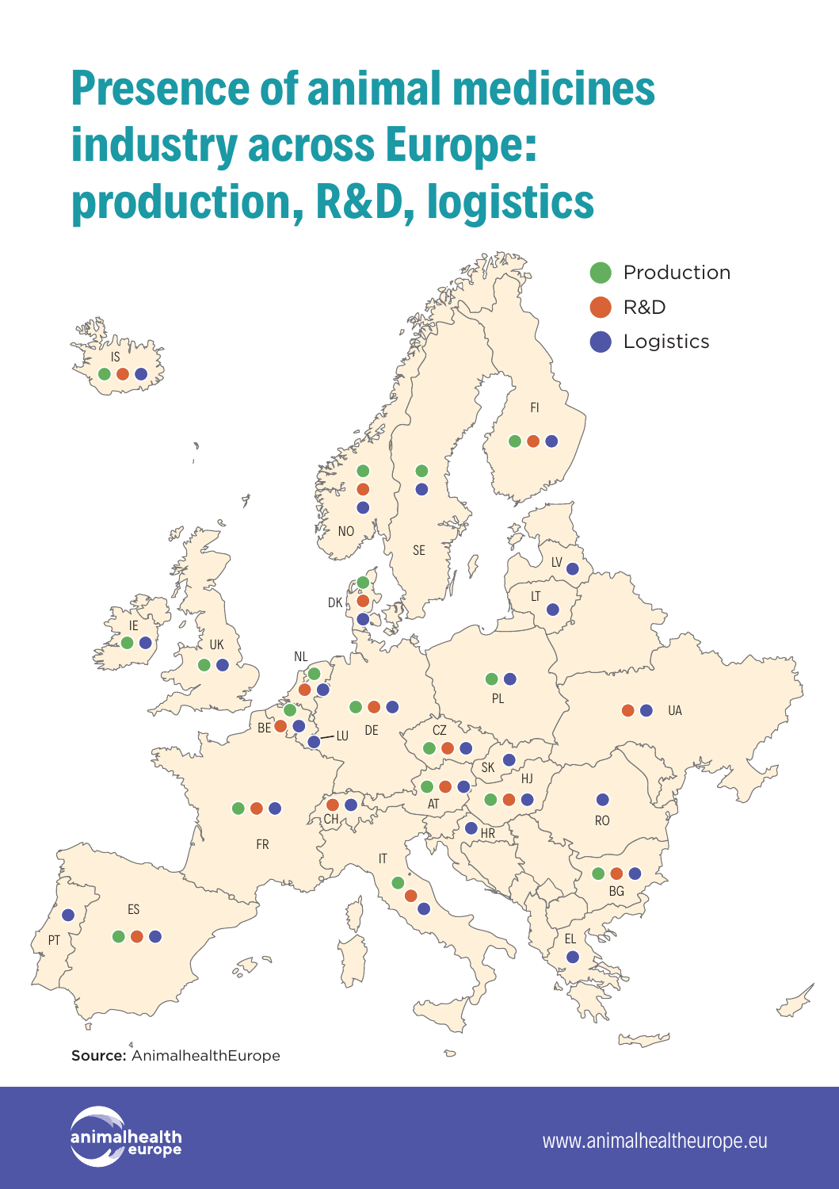# Presence of animal medicines industry across Europe: production, R&D, logistics

| Country | Production | R&D | Logistics |
|---|---|---|---|
| IS | ● | ● | ● |
| FI | ● | ● | ● |
| NO | ● | ● | ● |
| SE | ● | | ● |
| LV | | | ● |
| LT | | | ● |
| DK | ● | ● | ● |
| IE | ● | | ● |
| UK | ● | | ● |
| NL | ● | ● | ● |
| BE | ● | ● | ● |
| LU | | | ● |
| DE | ● | ● | ● |
| PL | ● | | ● |
| UA | | ● | ● |
| CZ | ● | ● | ● |
| SK | | | ● |
| HU | ● | ● | ● |
| AT | ● | ● | ● |
| CH | | ● | ● |
| FR | ● | ● | ● |
| HR | | | ● |
| RO | | | ● |
| BG | ● | ● | ● |
| IT | ● | ● | ● |
| ES | ● | ● | ● |
| PT | | | ● |
| EL | | | ● |

**Source:** AnimalhealthEurope

www.animalhealtheurope.eu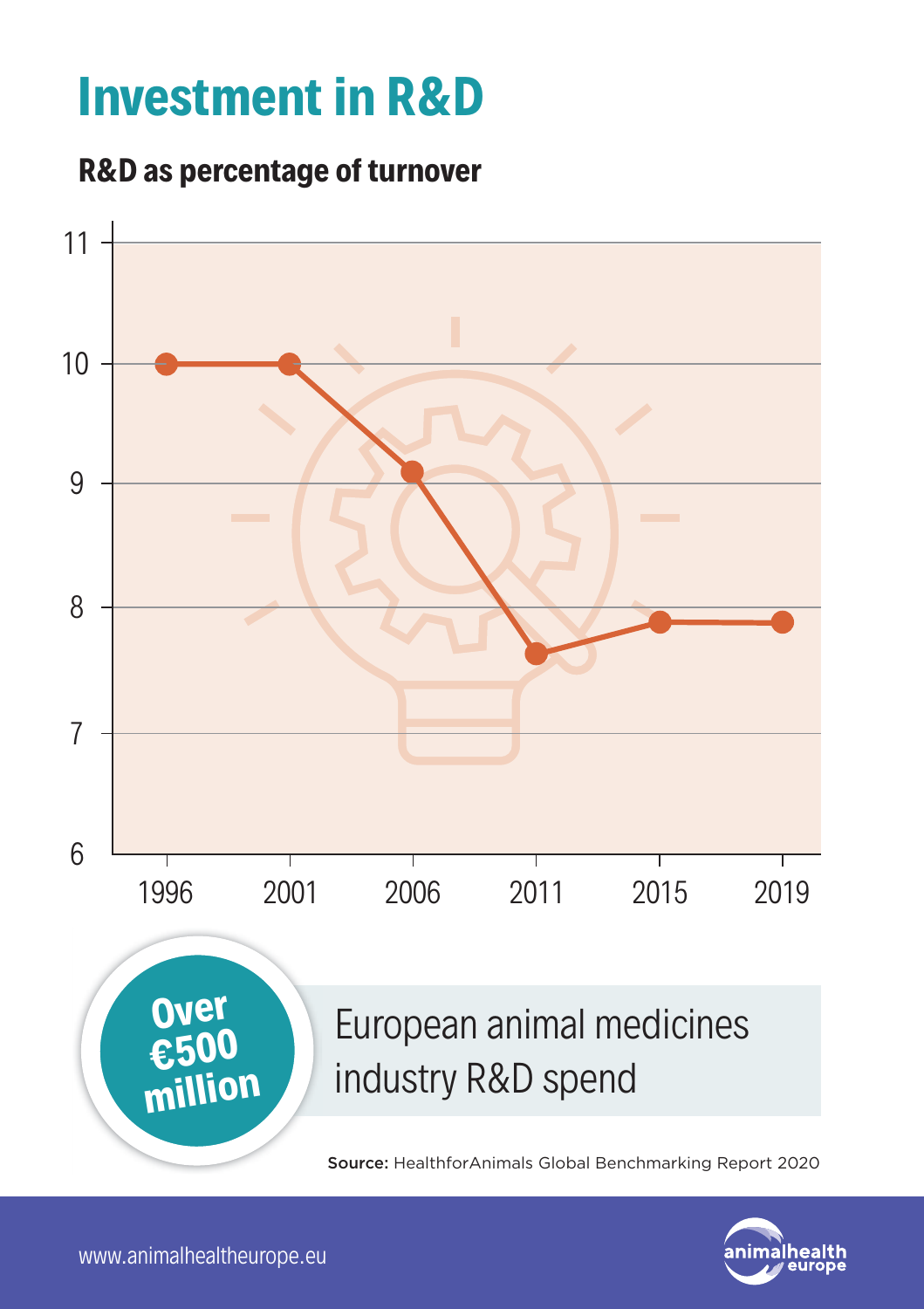# Investment in R&D

## R&D as percentage of turnover

| Year | R&D as % of turnover |
| --- | --- |
| 1996 | 10 |
| 2001 | 10 |
| 2006 | 9.1 |
| 2011 | 7.6 |
| 2015 | 7.9 |
| 2019 | 7.9 |

**Over €500 million**

European animal medicines industry R&D spend

**Source:** HealthforAnimals Global Benchmarking Report 2020

www.animalhealtheurope.eu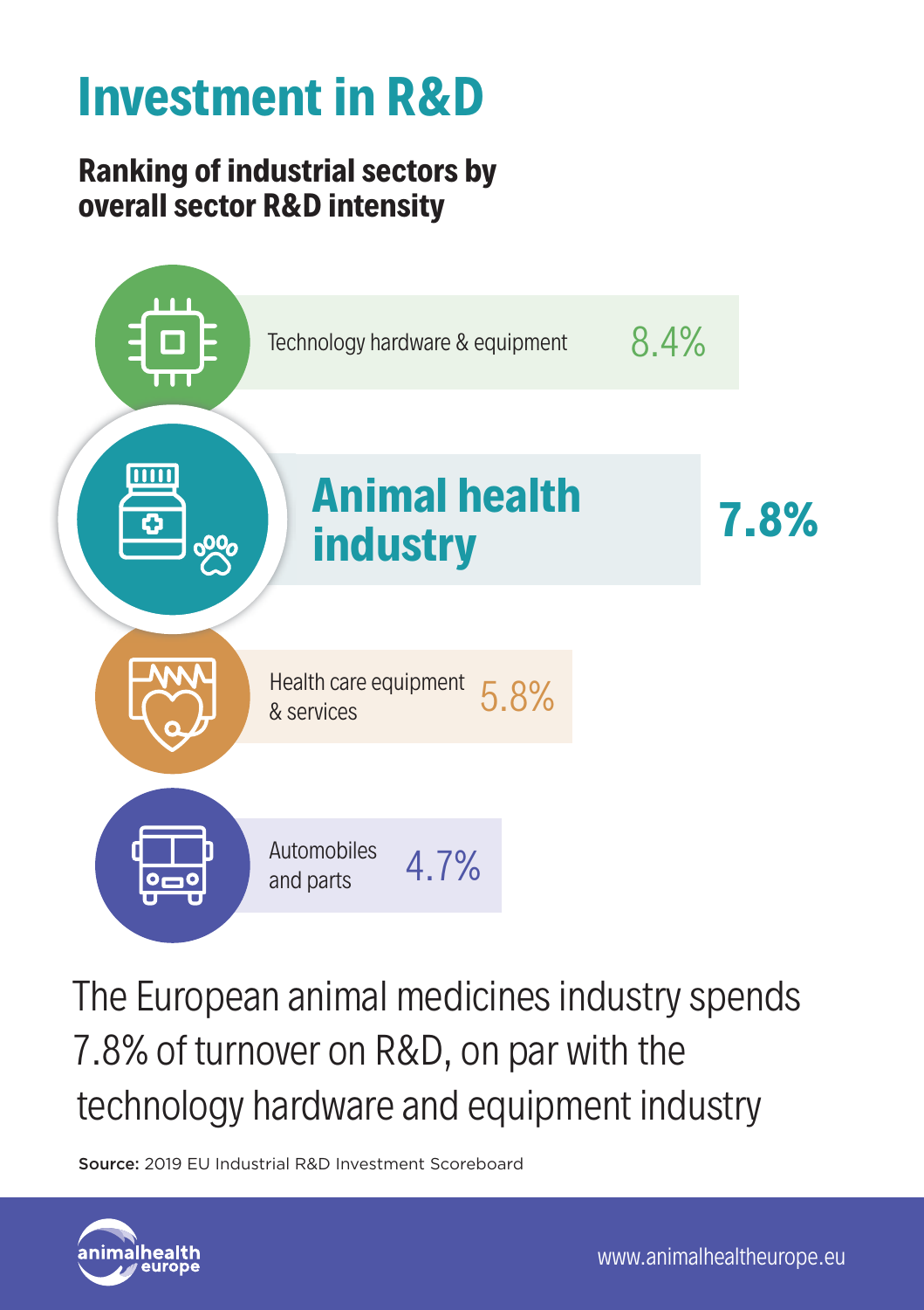# Investment in R&D

## Ranking of industrial sectors by overall sector R&D intensity

| Sector | R&D intensity |
| --- | --- |
| Technology hardware & equipment | 8.4% |
| **Animal health industry** | **7.8%** |
| Health care equipment & services | 5.8% |
| Automobiles and parts | 4.7% |

The European animal medicines industry spends 7.8% of turnover on R&D, on par with the technology hardware and equipment industry

**Source:** 2019 EU Industrial R&D Investment Scoreboard

www.animalhealtheurope.eu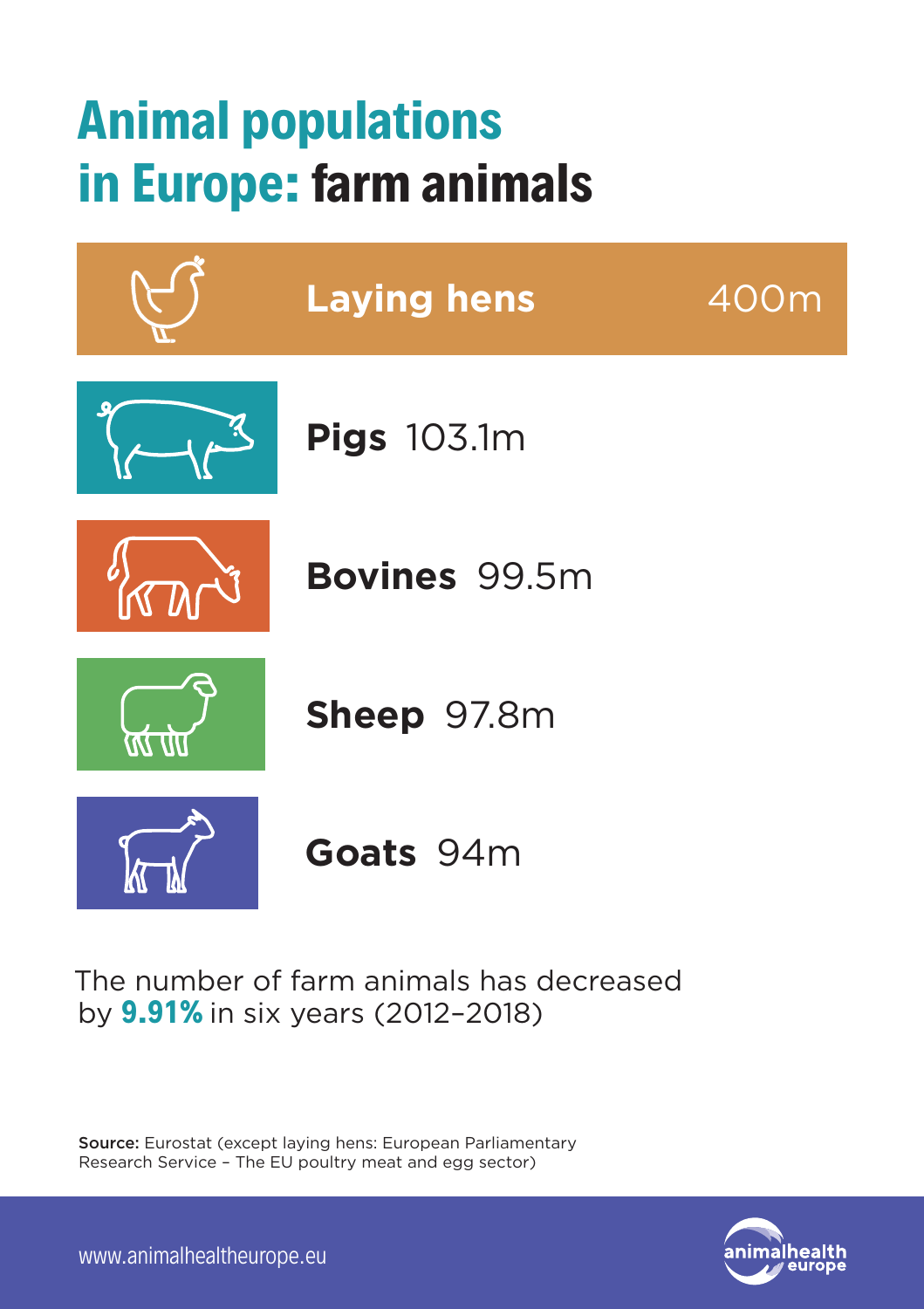# Animal populations in Europe: farm animals

**Laying hens** 400m

**Pigs** 103.1m

**Bovines** 99.5m

**Sheep** 97.8m

**Goats** 94m

The number of farm animals has decreased by **9.91%** in six years (2012–2018)

**Source:** Eurostat (except laying hens: European Parliamentary Research Service – The EU poultry meat and egg sector)

www.animalhealtheurope.eu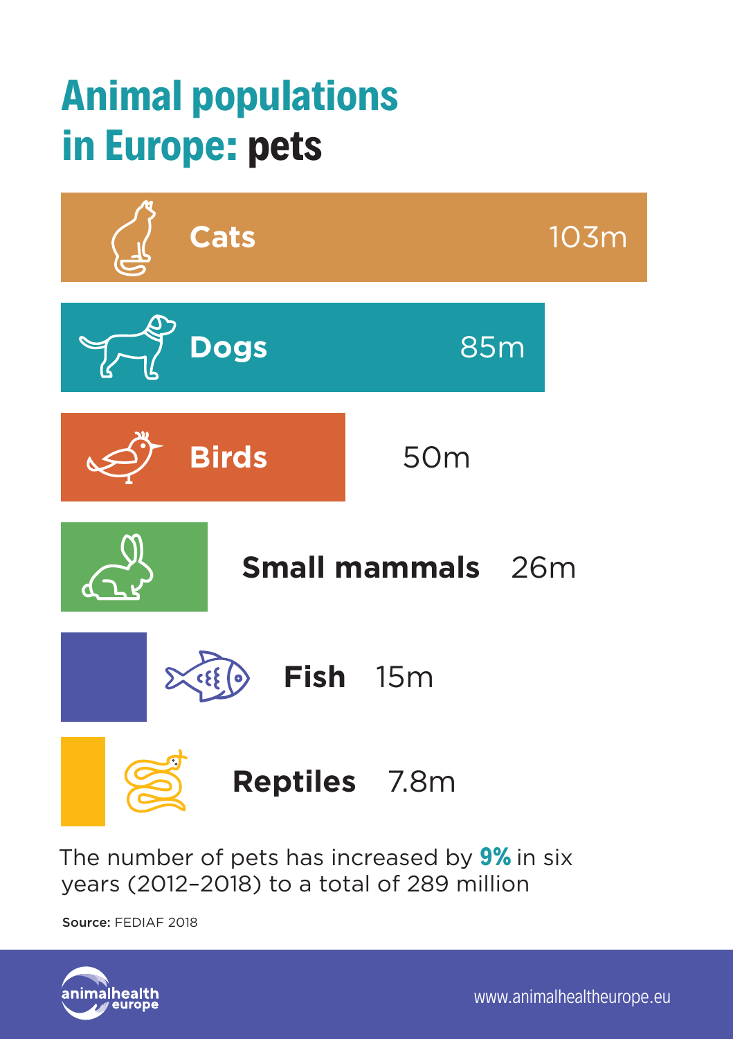# Animal populations in Europe: pets

| Animal | Population |
| --- | --- |
| Cats | 103m |
| Dogs | 85m |
| Birds | 50m |
| Small mammals | 26m |
| Fish | 15m |
| Reptiles | 7.8m |

The number of pets has increased by **9%** in six years (2012–2018) to a total of 289 million

**Source:** FEDIAF 2018

animalhealth europe

www.animalhealtheurope.eu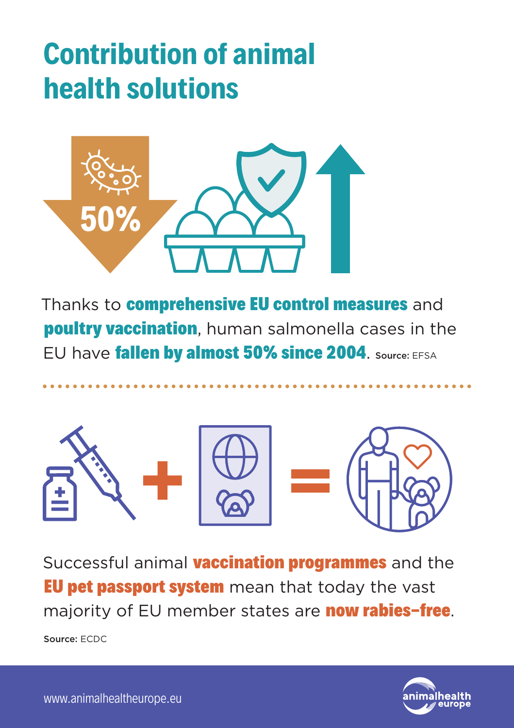# Contribution of animal health solutions

50%

Thanks to **comprehensive EU control measures** and **poultry vaccination**, human salmonella cases in the EU have **fallen by almost 50% since 2004**. **Source:** EFSA

Successful animal **vaccination programmes** and the **EU pet passport system** mean that today the vast majority of EU member states are **now rabies-free**.

**Source:** ECDC

www.animalhealtheurope.eu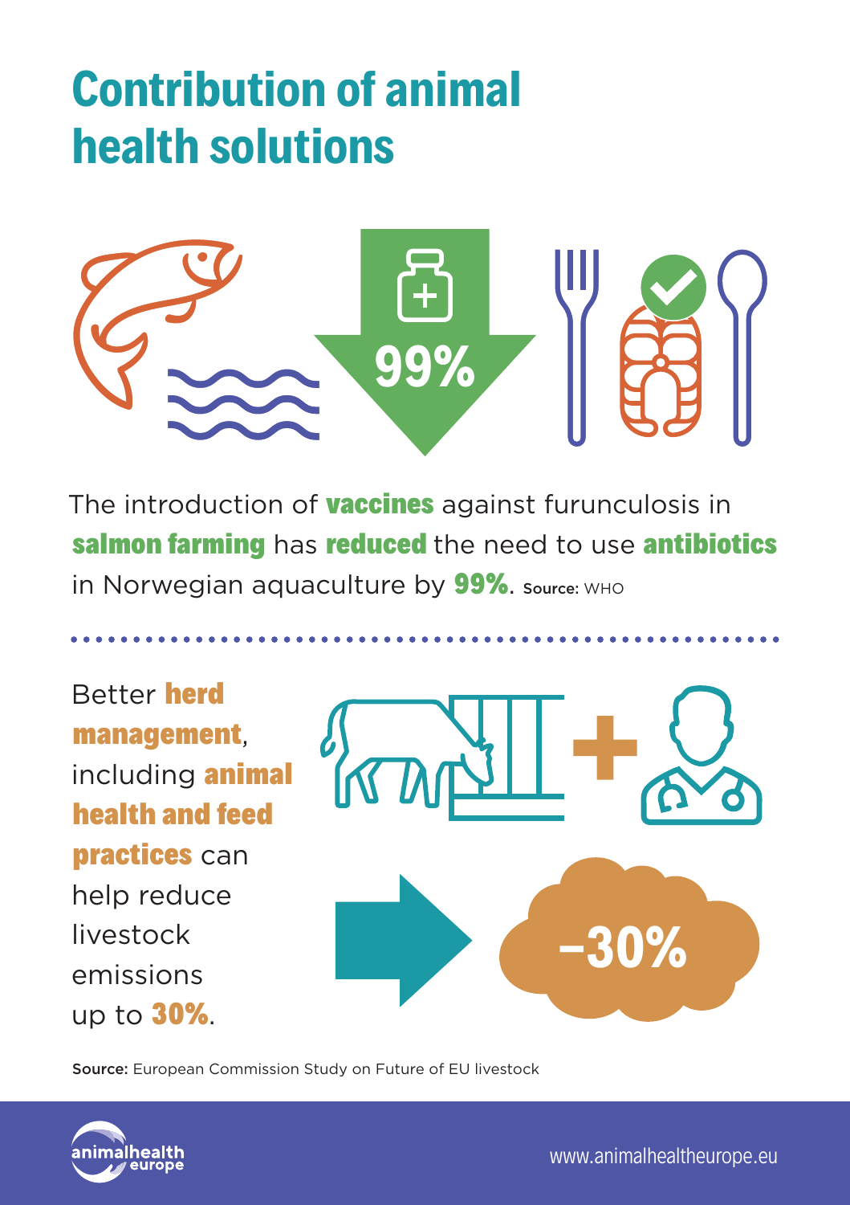# Contribution of animal health solutions

99%

The introduction of **vaccines** against furunculosis in **salmon farming** has **reduced** the need to use **antibiotics** in Norwegian aquaculture by **99%**. **Source:** WHO

Better **herd management**, including **animal health and feed practices** can help reduce livestock emissions up to **30%**.

–30%

**Source:** European Commission Study on Future of EU livestock

www.animalhealtheurope.eu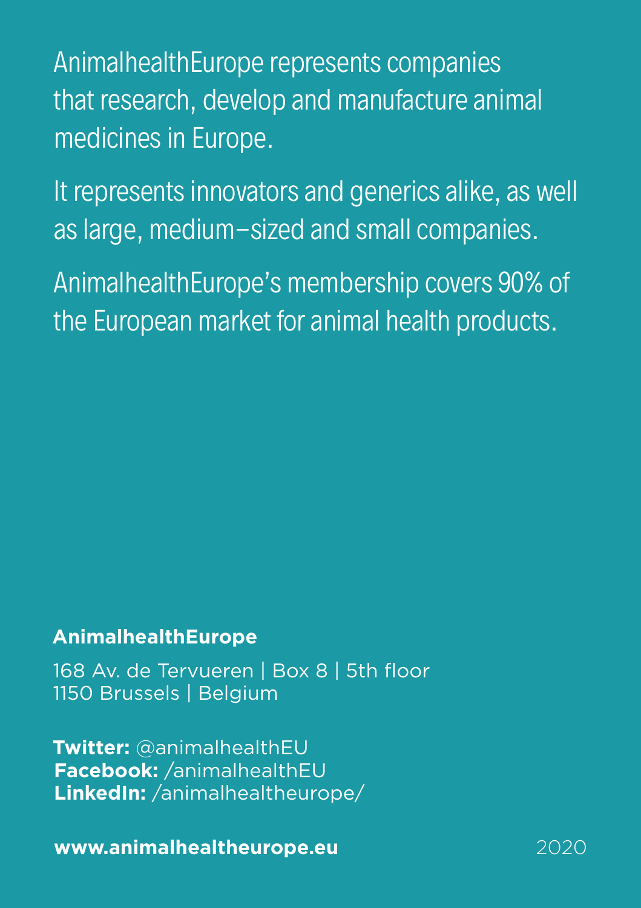AnimalhealthEurope represents companies that research, develop and manufacture animal medicines in Europe.

It represents innovators and generics alike, as well as large, medium–sized and small companies.

AnimalhealthEurope's membership covers 90% of the European market for animal health products.

**AnimalhealthEurope**

168 Av. de Tervueren | Box 8 | 5th floor
1150 Brussels | Belgium

**Twitter:** @animalhealthEU
**Facebook:** /animalhealthEU
**LinkedIn:** /animalhealtheurope/

**www.animalhealtheurope.eu**

2020